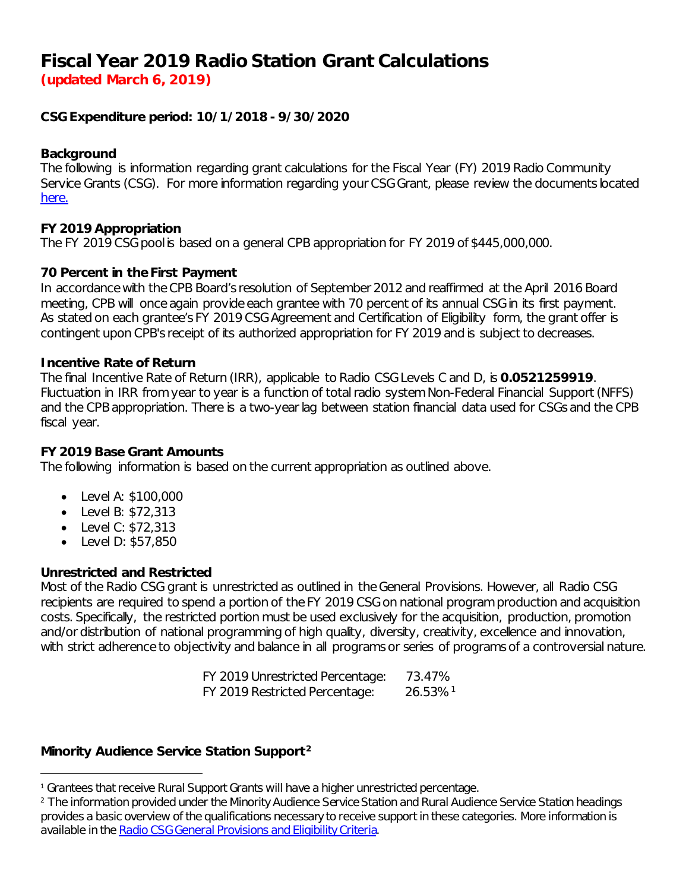# Fiscal Year 2019 Radio Station Grant Calculations

**(updated March 6, 2019)**

**CSG Expenditure period: 10/1/2018 - 9/30/2020**

### Background

The following is information regarding grant calculations for the Fiscal Year (FY) 2019 Radio Community Service Grants (CSG). For more information regarding your CSG Grant, please review the documents located [here.](here.)

### FY 2019 Appropriation

The FY 2019 CSG pool is based on a general CPB appropriation for FY 2019 of $445,000,000.

### 70 Percent in the First Payment

In accordance with the CPB Board's resolution of September 2012 and reaffirmed at the April 2016 Board meeting, CPB will once again provide each grantee with 70 percent of its annual CSG in its first payment. As stated on each grantee's FY 2019 CSG Agreement and Certification of Eligibility form, the grant offer is contingent upon CPB's receipt of its authorized appropriation for FY 2019 and is subject to decreases.

### Incentive Rate of Return

The final Incentive Rate of Return (IRR), applicable to Radio CSG Levels C and D, is **0.0521259919**. Fluctuation in IRR from year to year is a function of total radio system Non-Federal Financial Support (NFFS) and the CPB appropriation. There is a two-year lag between station financial data used for CSGs and the CPB fiscal year.

### FY 2019 Base Grant Amounts

The following information is based on the current appropriation as outlined above.

- Level A: $100,000
- Level B: $72,313
- Level C: $72,313
- Level D: $57,850

### Unrestricted and Restricted

Most of the Radio CSG grant is unrestricted as outlined in the General Provisions. However, all Radio CSG recipients are required to spend a portion of the FY 2019 CSG on national program production and acquisition costs. Specifically, the restricted portion must be used exclusively for the acquisition, production, promotion and/or distribution of national programming of high quality, diversity, creativity, excellence and innovation, with strict adherence to objectivity and balance in all programs or series of programs of a controversial nature.

FY 2019 Unrestricted Percentage: 73.47%
FY 2019 Restricted Percentage: 26.53% [1]

### Minority Audience Service Station Support [2]

---

[1] Grantees that receive Rural Support Grants will have a higher unrestricted percentage.

[2] The information provided under the Minority Audience Service Station and Rural Audience Service Station headings provides a basic overview of the qualifications necessary to receive support in these categories. More information is available in the Radio CSG General Provisions and Eligibility Criteria.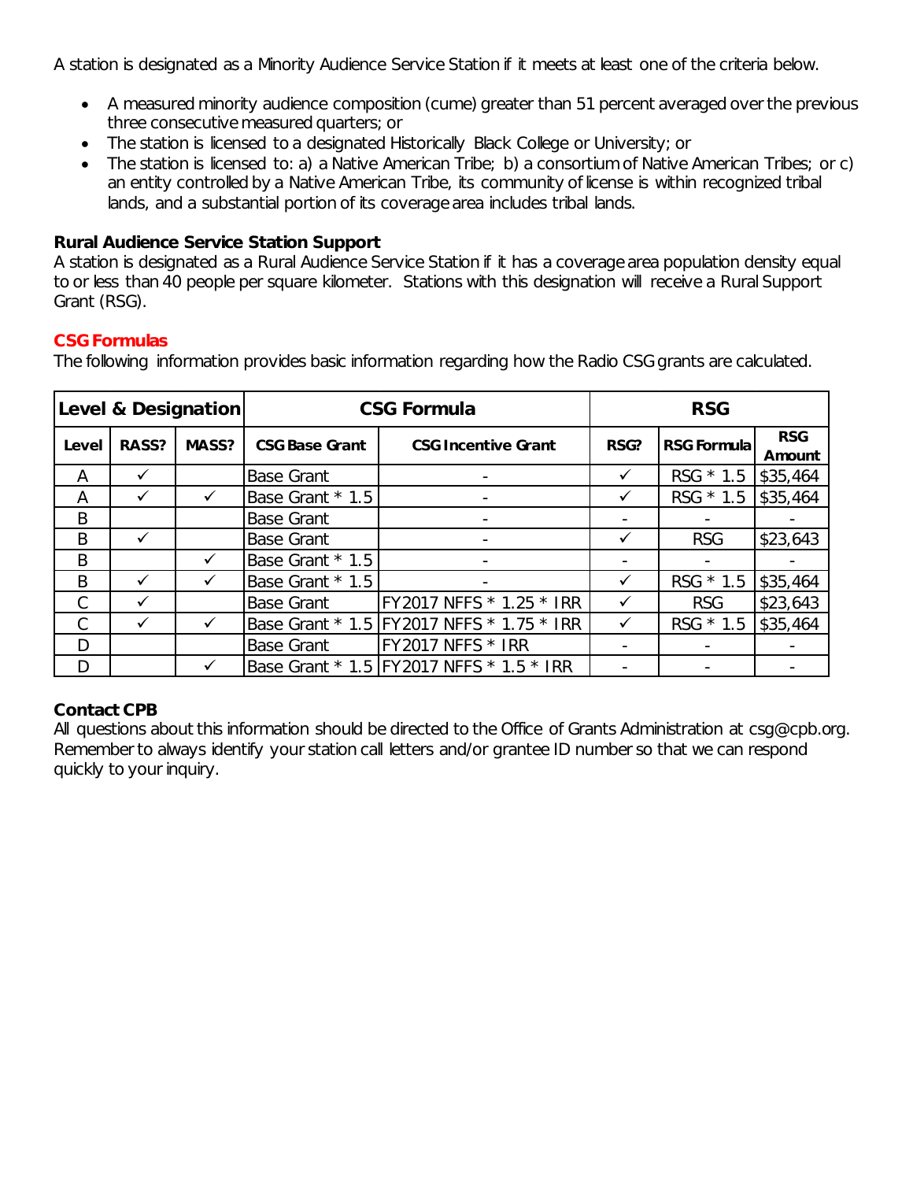A station is designated as a Minority Audience Service Station if it meets at least one of the criteria below.

- A measured minority audience composition (cume) greater than 51 percent averaged over the previous three consecutive measured quarters; or
- The station is licensed to a designated Historically Black College or University; or
- The station is licensed to: a) a Native American Tribe; b) a consortium of Native American Tribes; or c) an entity controlled by a Native American Tribe, its community of license is within recognized tribal lands, and a substantial portion of its coverage area includes tribal lands.

**Rural Audience Service Station Support**
A station is designated as a Rural Audience Service Station if it has a coverage area population density equal to or less than 40 people per square kilometer. Stations with this designation will receive a Rural Support Grant (RSG).

**CSG Formulas**

The following information provides basic information regarding how the Radio CSG grants are calculated.

| Level & Designation | | | CSG Formula | | RSG | | |
|---|---|---|---|---|---|---|---|
| **Level** | **RASS?** | **MASS?** | **CSG Base Grant** | **CSG Incentive Grant** | **RSG?** | **RSG Formula** | **RSG Amount** |
| A | ✓ | | Base Grant | - | ✓ | RSG * 1.5 | $35,464 |
| A | ✓ | ✓ | Base Grant * 1.5 | - | ✓ | RSG * 1.5 | $35,464 |
| B | | | Base Grant | - | - | - | - |
| B | ✓ | | Base Grant | - | ✓ | RSG | $23,643 |
| B | | ✓ | Base Grant * 1.5 | - | - | - | - |
| B | ✓ | ✓ | Base Grant * 1.5 | - | ✓ | RSG * 1.5 | $35,464 |
| C | ✓ | | Base Grant | FY2017 NFFS * 1.25 * IRR | ✓ | RSG | $23,643 |
| C | ✓ | ✓ | Base Grant * 1.5 | FY2017 NFFS * 1.75 * IRR | ✓ | RSG * 1.5 | $35,464 |
| D | | | Base Grant | FY2017 NFFS * IRR | - | - | - |
| D | | ✓ | Base Grant * 1.5 | FY2017 NFFS * 1.5 * IRR | - | - | - |

**Contact CPB**
All questions about this information should be directed to the Office of Grants Administration at csg@cpb.org. Remember to always identify your station call letters and/or grantee ID number so that we can respond quickly to your inquiry.